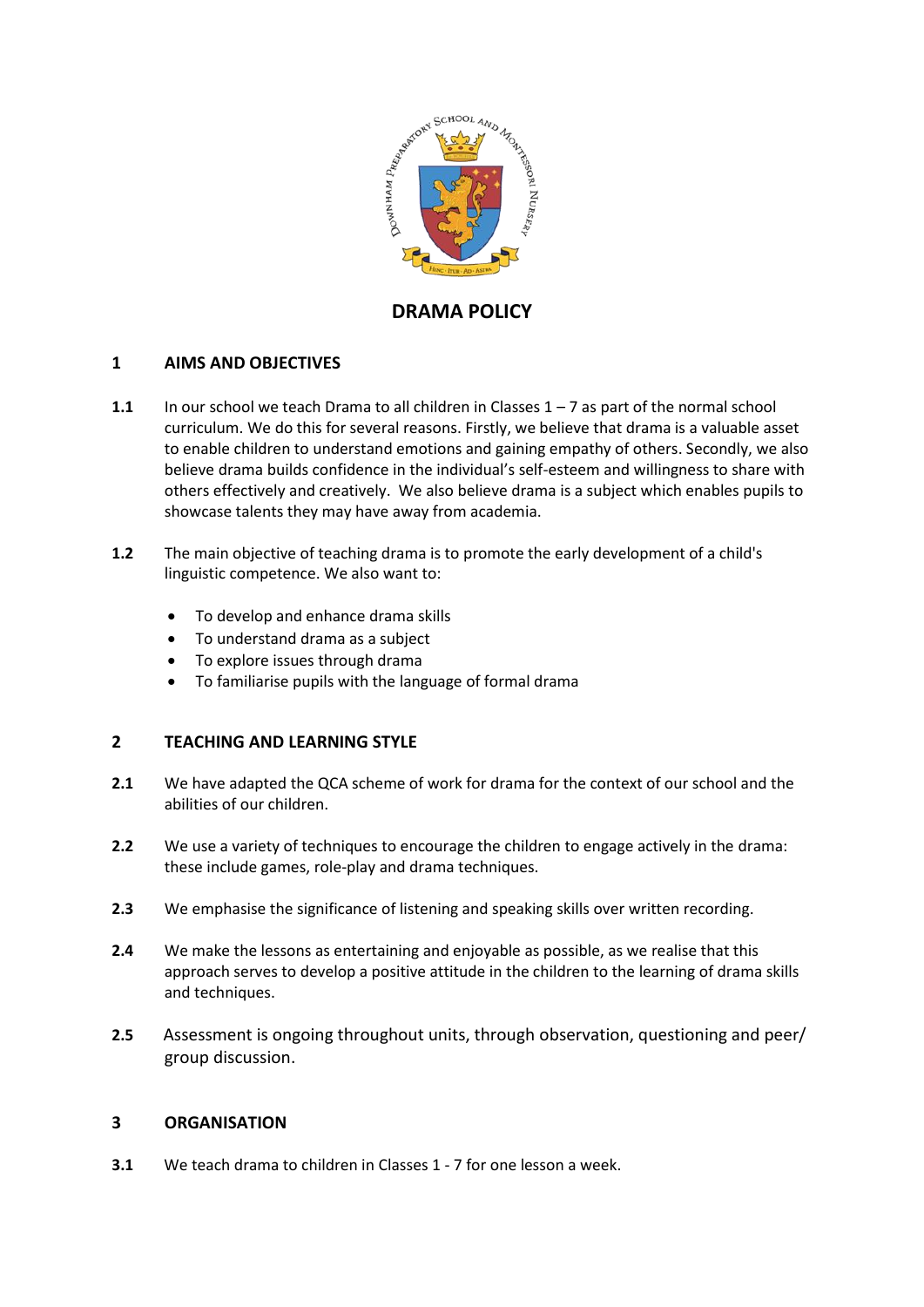# DRAMA POLICY

## 1 AIMS AND OBJECTIVES

**1.1** In our school we teach Drama to all children in Classes 1 – 7 as part of the normal school curriculum. We do this for several reasons. Firstly, we believe that drama is a valuable asset to enable children to understand emotions and gaining empathy of others. Secondly, we also believe drama builds confidence in the individual's self-esteem and willingness to share with others effectively and creatively. We also believe drama is a subject which enables pupils to showcase talents they may have away from academia.

**1.2** The main objective of teaching drama is to promote the early development of a child's linguistic competence. We also want to:

- To develop and enhance drama skills
- To understand drama as a subject
- To explore issues through drama
- To familiarise pupils with the language of formal drama

## 2 TEACHING AND LEARNING STYLE

**2.1** We have adapted the QCA scheme of work for drama for the context of our school and the abilities of our children.

**2.2** We use a variety of techniques to encourage the children to engage actively in the drama: these include games, role-play and drama techniques.

**2.3** We emphasise the significance of listening and speaking skills over written recording.

**2.4** We make the lessons as entertaining and enjoyable as possible, as we realise that this approach serves to develop a positive attitude in the children to the learning of drama skills and techniques.

**2.5** Assessment is ongoing throughout units, through observation, questioning and peer/ group discussion.

## 3 ORGANISATION

**3.1** We teach drama to children in Classes 1 - 7 for one lesson a week.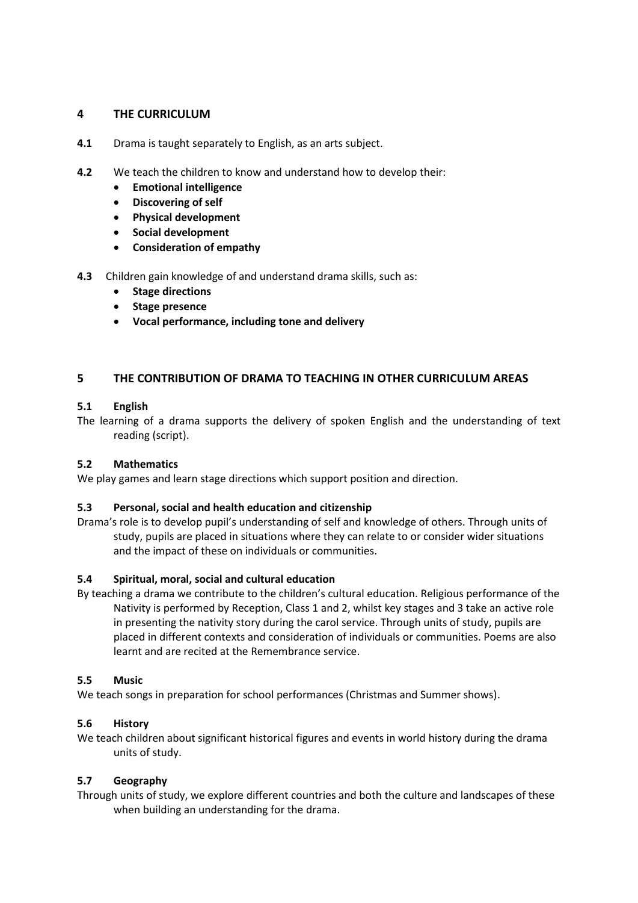## 4 THE CURRICULUM

**4.1** Drama is taught separately to English, as an arts subject.

**4.2** We teach the children to know and understand how to develop their:

- **Emotional intelligence**
- **Discovering of self**
- **Physical development**
- **Social development**
- **Consideration of empathy**

**4.3** Children gain knowledge of and understand drama skills, such as:

- **Stage directions**
- **Stage presence**
- **Vocal performance, including tone and delivery**

## 5 THE CONTRIBUTION OF DRAMA TO TEACHING IN OTHER CURRICULUM AREAS

### 5.1 English

The learning of a drama supports the delivery of spoken English and the understanding of text reading (script).

### 5.2 Mathematics

We play games and learn stage directions which support position and direction.

### 5.3 Personal, social and health education and citizenship

Drama's role is to develop pupil's understanding of self and knowledge of others. Through units of study, pupils are placed in situations where they can relate to or consider wider situations and the impact of these on individuals or communities.

### 5.4 Spiritual, moral, social and cultural education

By teaching a drama we contribute to the children's cultural education. Religious performance of the Nativity is performed by Reception, Class 1 and 2, whilst key stages and 3 take an active role in presenting the nativity story during the carol service. Through units of study, pupils are placed in different contexts and consideration of individuals or communities. Poems are also learnt and are recited at the Remembrance service.

### 5.5 Music

We teach songs in preparation for school performances (Christmas and Summer shows).

### 5.6 History

We teach children about significant historical figures and events in world history during the drama units of study.

### 5.7 Geography

Through units of study, we explore different countries and both the culture and landscapes of these when building an understanding for the drama.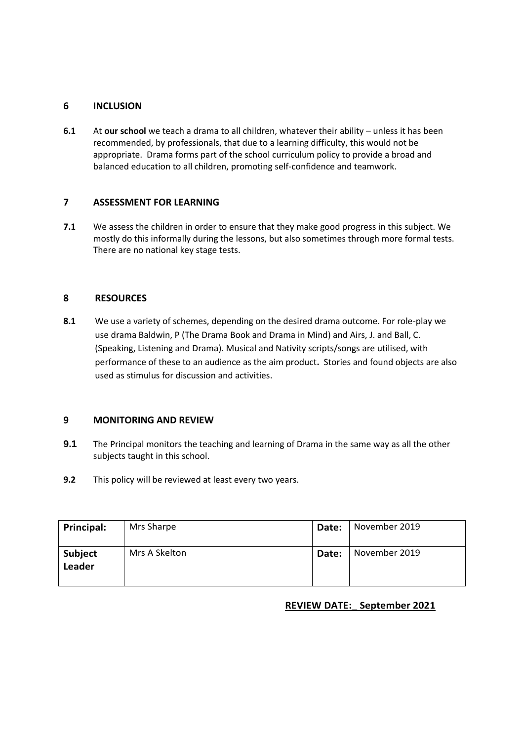## 6 INCLUSION

**6.1** At **our school** we teach a drama to all children, whatever their ability – unless it has been recommended, by professionals, that due to a learning difficulty, this would not be appropriate. Drama forms part of the school curriculum policy to provide a broad and balanced education to all children, promoting self-confidence and teamwork.

## 7 ASSESSMENT FOR LEARNING

**7.1** We assess the children in order to ensure that they make good progress in this subject. We mostly do this informally during the lessons, but also sometimes through more formal tests. There are no national key stage tests.

## 8 RESOURCES

**8.1** We use a variety of schemes, depending on the desired drama outcome. For role-play we use drama Baldwin, P (The Drama Book and Drama in Mind) and Airs, J. and Ball, C. (Speaking, Listening and Drama). Musical and Nativity scripts/songs are utilised, with performance of these to an audience as the aim product**.** Stories and found objects are also used as stimulus for discussion and activities.

## 9 MONITORING AND REVIEW

**9.1** The Principal monitors the teaching and learning of Drama in the same way as all the other subjects taught in this school.

**9.2** This policy will be reviewed at least every two years.

| | | | |
|---|---|---|---|
| **Principal:** | Mrs Sharpe | **Date:** | November 2019 |
| **Subject Leader** | Mrs A Skelton | **Date:** | November 2019 |

**REVIEW DATE:_ September 2021**